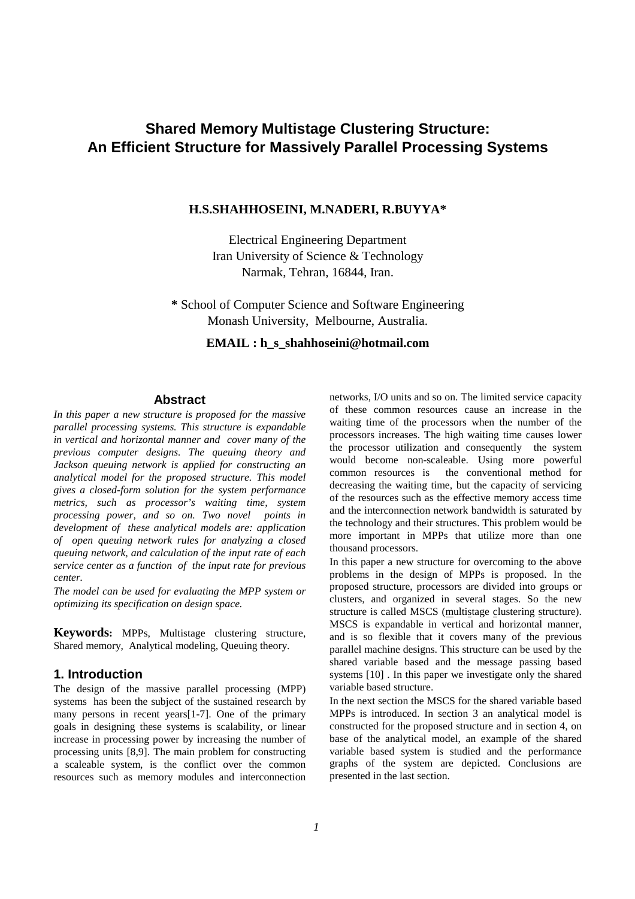# Shared Memory Multistage Clustering Structure: An Efficient Structure for Massively Parallel Processing Systems

**H.S.SHAHHOSEINI, M.NADERI, R.BUYYA***

Electrical Engineering Department
Iran University of Science & Technology
Narmak, Tehran, 16844, Iran.

**\*** School of Computer Science and Software Engineering
Monash University, Melbourne, Australia.

**EMAIL : h_s_shahhoseini@hotmail.com**

## Abstract

*In this paper a new structure is proposed for the massive parallel processing systems. This structure is expandable in vertical and horizontal manner and cover many of the previous computer designs. The queuing theory and Jackson queuing network is applied for constructing an analytical model for the proposed structure. This model gives a closed-form solution for the system performance metrics, such as processor's waiting time, system processing power, and so on. Two novel points in development of these analytical models are: application of open queuing network rules for analyzing a closed queuing network, and calculation of the input rate of each service center as a function of the input rate for previous center.*

*The model can be used for evaluating the MPP system or optimizing its specification on design space.*

**Keywords:** MPPs, Multistage clustering structure, Shared memory, Analytical modeling, Queuing theory.

## 1. Introduction

The design of the massive parallel processing (MPP) systems has been the subject of the sustained research by many persons in recent years[1-7]. One of the primary goals in designing these systems is scalability, or linear increase in processing power by increasing the number of processing units [8,9]. The main problem for constructing a scaleable system, is the conflict over the common resources such as memory modules and interconnection networks, I/O units and so on. The limited service capacity of these common resources cause an increase in the waiting time of the processors when the number of the processors increases. The high waiting time causes lower the processor utilization and consequently the system would become non-scaleable. Using more powerful common resources is the conventional method for decreasing the waiting time, but the capacity of servicing of the resources such as the effective memory access time and the interconnection network bandwidth is saturated by the technology and their structures. This problem would be more important in MPPs that utilize more than one thousand processors.

In this paper a new structure for overcoming to the above problems in the design of MPPs is proposed. In the proposed structure, processors are divided into groups or clusters, and organized in several stages. So the new structure is called MSCS (multistage clustering structure). MSCS is expandable in vertical and horizontal manner, and is so flexible that it covers many of the previous parallel machine designs. This structure can be used by the shared variable based and the message passing based systems [10] . In this paper we investigate only the shared variable based structure.

In the next section the MSCS for the shared variable based MPPs is introduced. In section 3 an analytical model is constructed for the proposed structure and in section 4, on base of the analytical model, an example of the shared variable based system is studied and the performance graphs of the system are depicted. Conclusions are presented in the last section.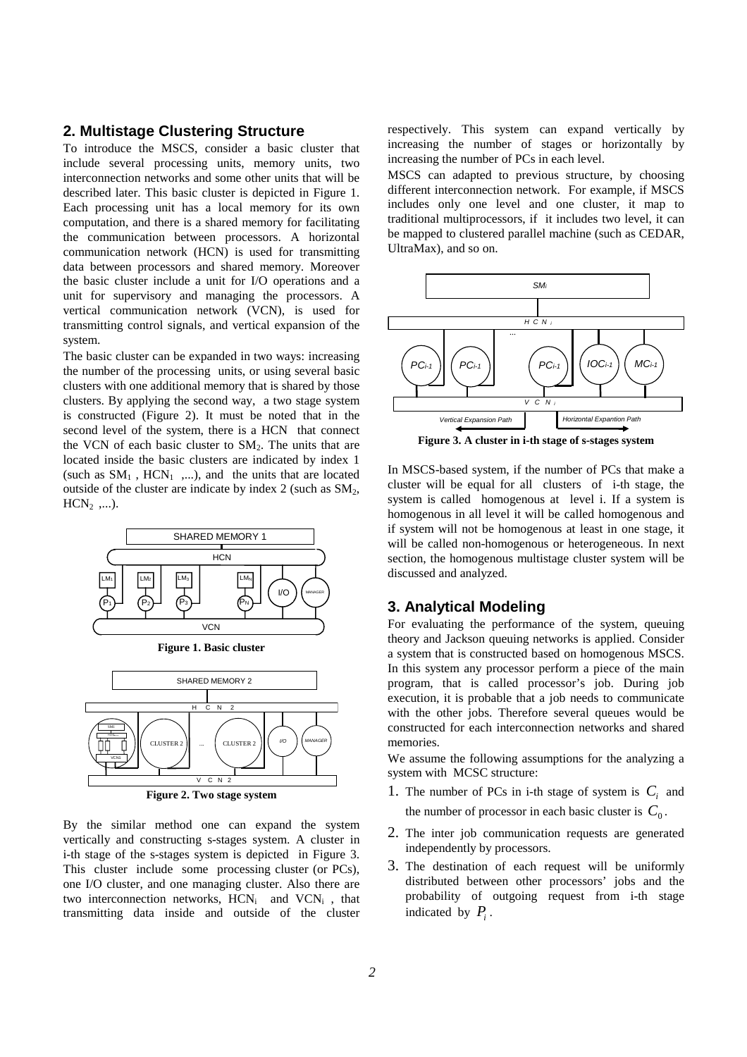## 2. Multistage Clustering Structure

To introduce the MSCS, consider a basic cluster that include several processing units, memory units, two interconnection networks and some other units that will be described later. This basic cluster is depicted in Figure 1. Each processing unit has a local memory for its own computation, and there is a shared memory for facilitating the communication between processors. A horizontal communication network (HCN) is used for transmitting data between processors and shared memory. Moreover the basic cluster include a unit for I/O operations and a unit for supervisory and managing the processors. A vertical communication network (VCN), is used for transmitting control signals, and vertical expansion of the system.

The basic cluster can be expanded in two ways: increasing the number of the processing units, or using several basic clusters with one additional memory that is shared by those clusters. By applying the second way, a two stage system is constructed (Figure 2). It must be noted that in the second level of the system, there is a HCN that connect the VCN of each basic cluster to $SM_2$. The units that are located inside the basic clusters are indicated by index 1 (such as $SM_1$ , $HCN_1$ ,...), and the units that are located outside of the cluster are indicate by index 2 (such as $SM_2$, $HCN_2$ ,...).

Figure 1. Basic cluster

Figure 2. Two stage system

By the similar method one can expand the system vertically and constructing s-stages system. A cluster in i-th stage of the s-stages system is depicted in Figure 3. This cluster include some processing cluster (or PCs), one I/O cluster, and one managing cluster. Also there are two interconnection networks, $HCN_i$ and $VCN_i$ , that transmitting data inside and outside of the cluster respectively. This system can expand vertically by increasing the number of stages or horizontally by increasing the number of PCs in each level.

MSCS can adapted to previous structure, by choosing different interconnection network. For example, if MSCS includes only one level and one cluster, it map to traditional multiprocessors, if it includes two level, it can be mapped to clustered parallel machine (such as CEDAR, UltraMax), and so on.

Figure 3. A cluster in i-th stage of s-stages system

In MSCS-based system, if the number of PCs that make a cluster will be equal for all clusters of i-th stage, the system is called homogenous at level i. If a system is homogenous in all level it will be called homogenous and if system will not be homogenous at least in one stage, it will be called non-homogenous or heterogeneous. In next section, the homogenous multistage cluster system will be discussed and analyzed.

## 3. Analytical Modeling

For evaluating the performance of the system, queuing theory and Jackson queuing networks is applied. Consider a system that is constructed based on homogenous MSCS. In this system any processor perform a piece of the main program, that is called processor's job. During job execution, it is probable that a job needs to communicate with the other jobs. Therefore several queues would be constructed for each interconnection networks and shared memories.

We assume the following assumptions for the analyzing a system with MCSC structure:

1. The number of PCs in i-th stage of system is $C_i$ and the number of processor in each basic cluster is $C_0$.
2. The inter job communication requests are generated independently by processors.
3. The destination of each request will be uniformly distributed between other processors' jobs and the probability of outgoing request from i-th stage indicated by $P_i$.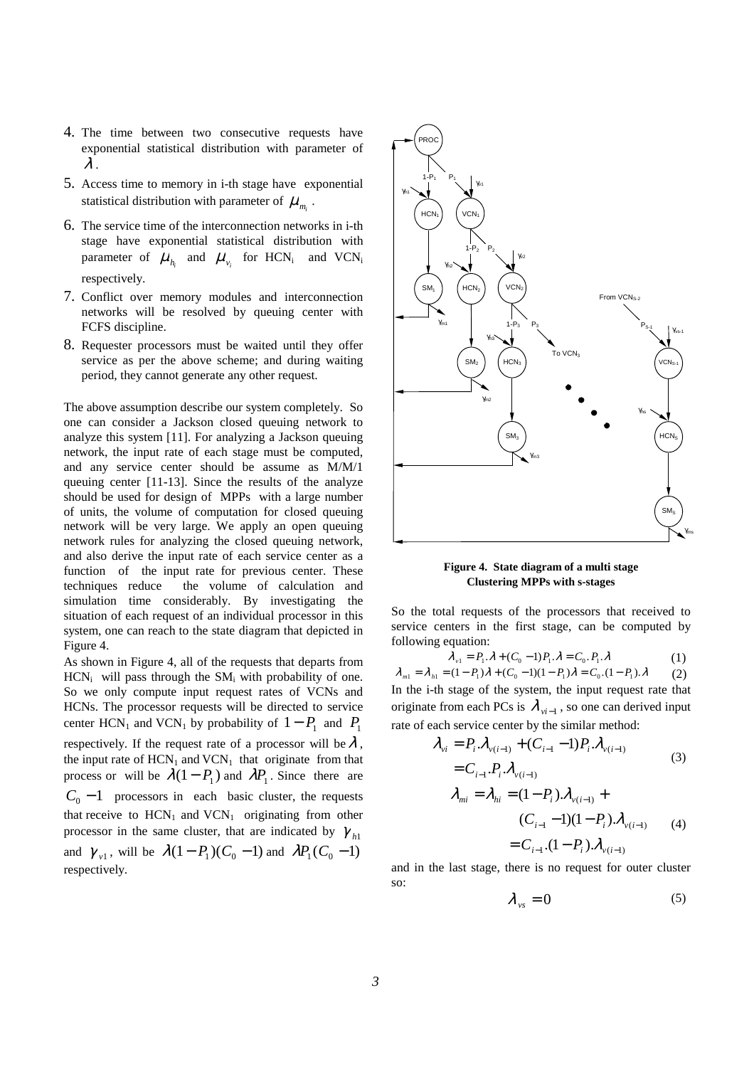4. The time between two consecutive requests have exponential statistical distribution with parameter of $\lambda$.
5. Access time to memory in i-th stage have exponential statistical distribution with parameter of $\mu_{m_i}$.
6. The service time of the interconnection networks in i-th stage have exponential statistical distribution with parameter of $\mu_{h_i}$ and $\mu_{v_i}$ for $HCN_i$ and $VCN_i$ respectively.
7. Conflict over memory modules and interconnection networks will be resolved by queuing center with FCFS discipline.
8. Requester processors must be waited until they offer service as per the above scheme; and during waiting period, they cannot generate any other request.

The above assumption describe our system completely. So one can consider a Jackson closed queuing network to analyze this system [11]. For analyzing a Jackson queuing network, the input rate of each stage must be computed, and any service center should be assume as M/M/1 queuing center [11-13]. Since the results of the analyze should be used for design of MPPs with a large number of units, the volume of computation for closed queuing network will be very large. We apply an open queuing network rules for analyzing the closed queuing network, and also derive the input rate of each service center as a function of the input rate for previous center. These techniques reduce the volume of calculation and simulation time considerably. By investigating the situation of each request of an individual processor in this system, one can reach to the state diagram that depicted in Figure 4.

As shown in Figure 4, all of the requests that departs from $HCN_i$ will pass through the $SM_i$ with probability of one. So we only compute input request rates of VCNs and HCNs. The processor requests will be directed to service center $HCN_1$ and $VCN_1$ by probability of $1-P_1$ and $P_1$ respectively. If the request rate of a processor will be $\lambda$, the input rate of $HCN_1$ and $VCN_1$ that originate from that process or will be $\lambda(1-P_1)$ and $\lambda P_1$. Since there are $C_0 - 1$ processors in each basic cluster, the requests that receive to $HCN_1$ and $VCN_1$ originating from other processor in the same cluster, that are indicated by $\gamma_{h1}$ and $\gamma_{v1}$, will be $\lambda(1-P_1)(C_0-1)$ and $\lambda P_1(C_0-1)$ respectively.

**Figure 4. State diagram of a multi stage Clustering MPPs with s-stages**

So the total requests of the processors that received to service centers in the first stage, can be computed by following equation:

$$\lambda_{v1} = P_1.\lambda + (C_0 - 1)P_1.\lambda = C_0.P_1.\lambda \qquad (1)$$

$$\lambda_{m1} = \lambda_{h1} = (1-P_1)\lambda + (C_0-1)(1-P_1)\lambda = C_0.(1-P_1).\lambda \qquad (2)$$

In the i-th stage of the system, the input request rate that originate from each PCs is $\lambda_{vi-1}$, so one can derived input rate of each service center by the similar method:

$$\begin{aligned}\lambda_{vi} &= P_i.\lambda_{v(i-1)} + (C_{i-1}-1)P_i.\lambda_{v(i-1)} \\ &= C_{i-1}.P_i.\lambda_{v(i-1)}\end{aligned} \qquad (3)$$

$$\begin{aligned}\lambda_{mi} = \lambda_{hi} &= (1-P_i).\lambda_{v(i-1)} + \\ &\quad (C_{i-1}-1)(1-P_i).\lambda_{v(i-1)} \\ &= C_{i-1}.(1-P_i).\lambda_{v(i-1)}\end{aligned} \qquad (4)$$

and in the last stage, there is no request for outer cluster so:

$$\lambda_{vs} = 0 \qquad (5)$$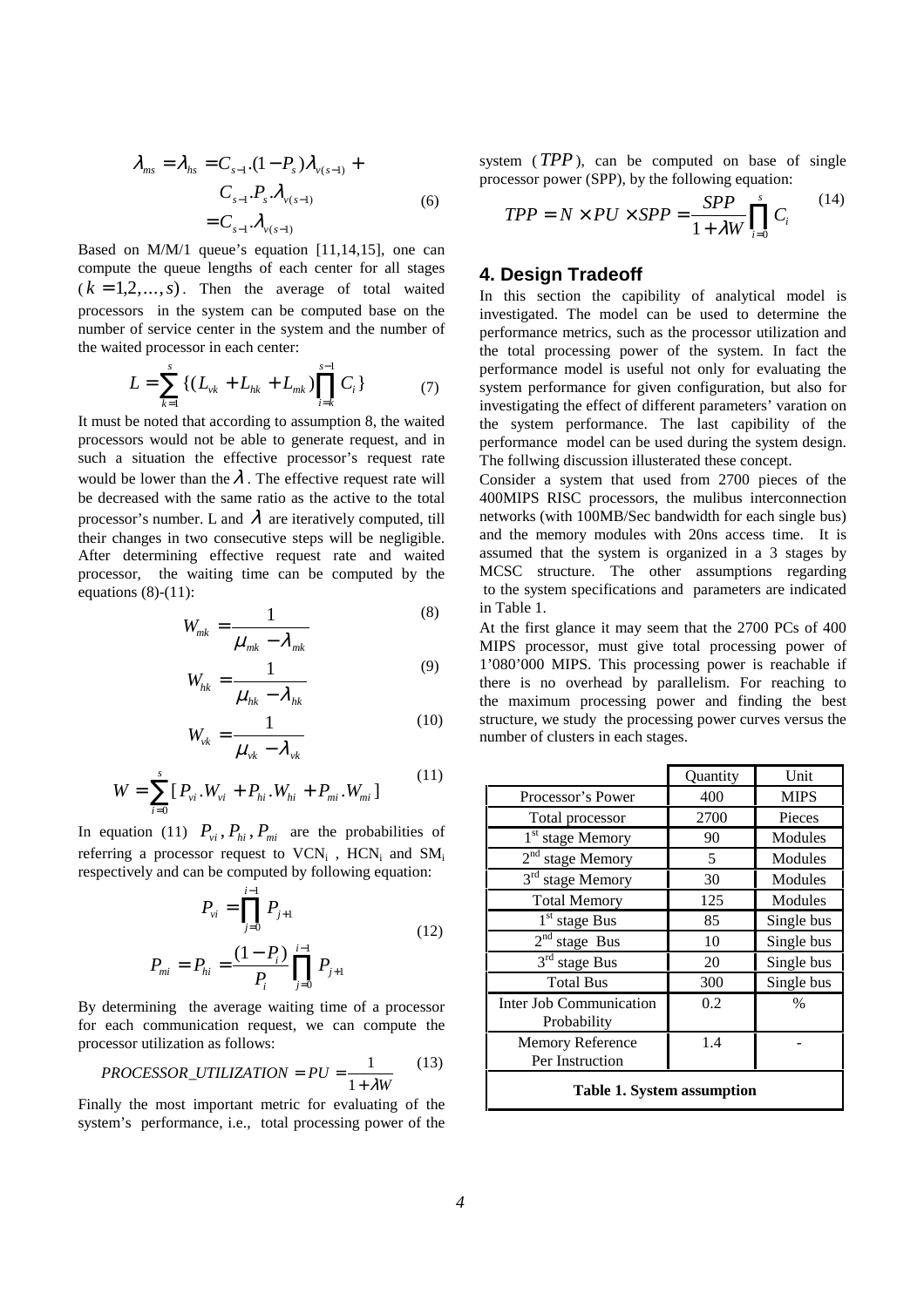$$\lambda_{ms} = \lambda_{hs} = C_{s-1}.(1-P_s)\lambda_{v(s-1)} + C_{s-1}.P_s.\lambda_{v(s-1)} = C_{s-1}.\lambda_{v(s-1)} \tag{6}$$

Based on M/M/1 queue's equation [11,14,15], one can compute the queue lengths of each center for all stages $(k = 1,2,...,s)$. Then the average of total waited processors in the system can be computed base on the number of service center in the system and the number of the waited processor in each center:

$$L = \sum_{k=1}^{s} \{(L_{vk} + L_{hk} + L_{mk}) \prod_{i=k}^{s-1} C_i\} \tag{7}$$

It must be noted that according to assumption 8, the waited processors would not be able to generate request, and in such a situation the effective processor's request rate would be lower than the $\lambda$. The effective request rate will be decreased with the same ratio as the active to the total processor's number. L and $\lambda$ are iteratively computed, till their changes in two consecutive steps will be negligible. After determining effective request rate and waited processor, the waiting time can be computed by the equations (8)-(11):

$$W_{mk} = \frac{1}{\mu_{mk} - \lambda_{mk}} \tag{8}$$

$$W_{hk} = \frac{1}{\mu_{hk} - \lambda_{hk}} \tag{9}$$

$$W_{vk} = \frac{1}{\mu_{vk} - \lambda_{vk}} \tag{10}$$

$$W = \sum_{i=0}^{s} [P_{vi}.W_{vi} + P_{hi}.W_{hi} + P_{mi}.W_{mi}] \tag{11}$$

In equation (11) $P_{vi}, P_{hi}, P_{mi}$ are the probabilities of referring a processor request to $VCN_i$, $HCN_i$ and $SM_i$ respectively and can be computed by following equation:

$$P_{vi} = \prod_{j=0}^{i-1} P_{j+1}$$
$$P_{mi} = P_{hi} = \frac{(1-P_i)}{P_i} \prod_{j=0}^{i-1} P_{j+1} \tag{12}$$

By determining the average waiting time of a processor for each communication request, we can compute the processor utilization as follows:

$$PROCESSOR\_UTILIZATION = PU = \frac{1}{1+\lambda W} \tag{13}$$

Finally the most important metric for evaluating of the system's performance, i.e., total processing power of the system ($TPP$), can be computed on base of single processor power (SPP), by the following equation:

$$TPP = N \times PU \times SPP = \frac{SPP}{1+\lambda W} \prod_{i=0}^{s} C_i \tag{14}$$

## 4. Design Tradeoff

In this section the capibility of analytical model is investigated. The model can be used to determine the performance metrics, such as the processor utilization and the total processing power of the system. In fact the performance model is useful not only for evaluating the system performance for given configuration, but also for investigating the effect of different parameters' varation on the system performance. The last capibility of the performance model can be used during the system design. The follwing discussion illusterated these concept.

Consider a system that used from 2700 pieces of the 400MIPS RISC processors, the mulibus interconnection networks (with 100MB/Sec bandwidth for each single bus) and the memory modules with 20ns access time. It is assumed that the system is organized in a 3 stages by MCSC structure. The other assumptions regarding to the system specifications and parameters are indicated in Table 1.

At the first glance it may seem that the 2700 PCs of 400 MIPS processor, must give total processing power of 1'080'000 MIPS. This processing power is reachable if there is no overhead by parallelism. For reaching to the maximum processing power and finding the best structure, we study the processing power curves versus the number of clusters in each stages.

| | Quantity | Unit |
|---|---|---|
| Processor's Power | 400 | MIPS |
| Total processor | 2700 | Pieces |
| 1st stage Memory | 90 | Modules |
| 2nd stage Memory | 5 | Modules |
| 3rd stage Memory | 30 | Modules |
| Total Memory | 125 | Modules |
| 1st stage Bus | 85 | Single bus |
| 2nd stage Bus | 10 | Single bus |
| 3rd stage Bus | 20 | Single bus |
| Total Bus | 300 | Single bus |
| Inter Job Communication Probability | 0.2 | % |
| Memory Reference Per Instruction | 1.4 | - |

**Table 1. System assumption**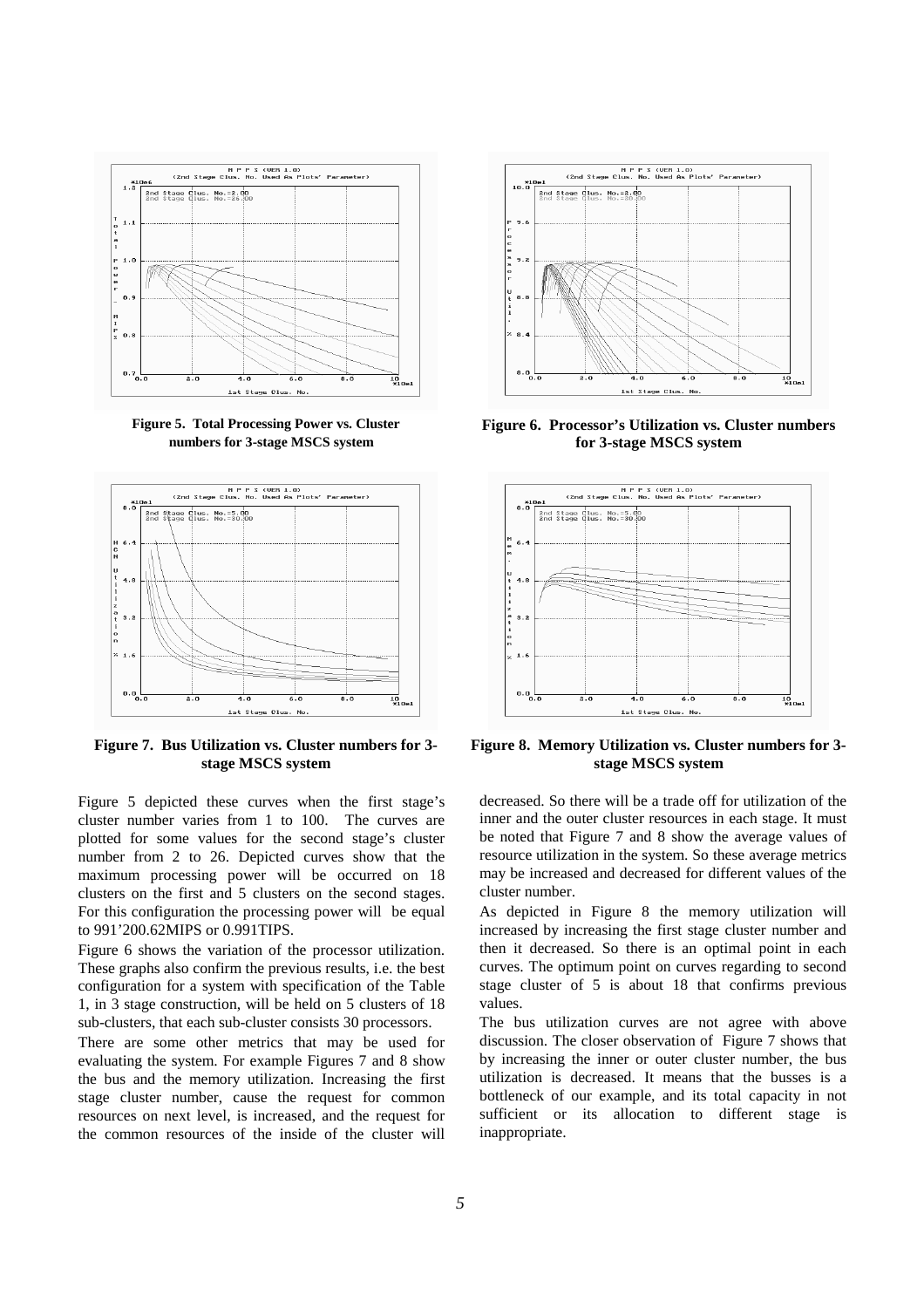**Figure 5. Total Processing Power vs. Cluster numbers for 3-stage MSCS system**

**Figure 6. Processor's Utilization vs. Cluster numbers for 3-stage MSCS system**

**Figure 7. Bus Utilization vs. Cluster numbers for 3-stage MSCS system**

**Figure 8. Memory Utilization vs. Cluster numbers for 3-stage MSCS system**

Figure 5 depicted these curves when the first stage's cluster number varies from 1 to 100. The curves are plotted for some values for the second stage's cluster number from 2 to 26. Depicted curves show that the maximum processing power will be occurred on 18 clusters on the first and 5 clusters on the second stages. For this configuration the processing power will be equal to 991'200.62MIPS or 0.991TIPS.

Figure 6 shows the variation of the processor utilization. These graphs also confirm the previous results, i.e. the best configuration for a system with specification of the Table 1, in 3 stage construction, will be held on 5 clusters of 18 sub-clusters, that each sub-cluster consists 30 processors.

There are some other metrics that may be used for evaluating the system. For example Figures 7 and 8 show the bus and the memory utilization. Increasing the first stage cluster number, cause the request for common resources on next level, is increased, and the request for the common resources of the inside of the cluster will decreased. So there will be a trade off for utilization of the inner and the outer cluster resources in each stage. It must be noted that Figure 7 and 8 show the average values of resource utilization in the system. So these average metrics may be increased and decreased for different values of the cluster number.

As depicted in Figure 8 the memory utilization will increased by increasing the first stage cluster number and then it decreased. So there is an optimal point in each curves. The optimum point on curves regarding to second stage cluster of 5 is about 18 that confirms previous values.

The bus utilization curves are not agree with above discussion. The closer observation of Figure 7 shows that by increasing the inner or outer cluster number, the bus utilization is decreased. It means that the busses is a bottleneck of our example, and its total capacity in not sufficient or its allocation to different stage is inappropriate.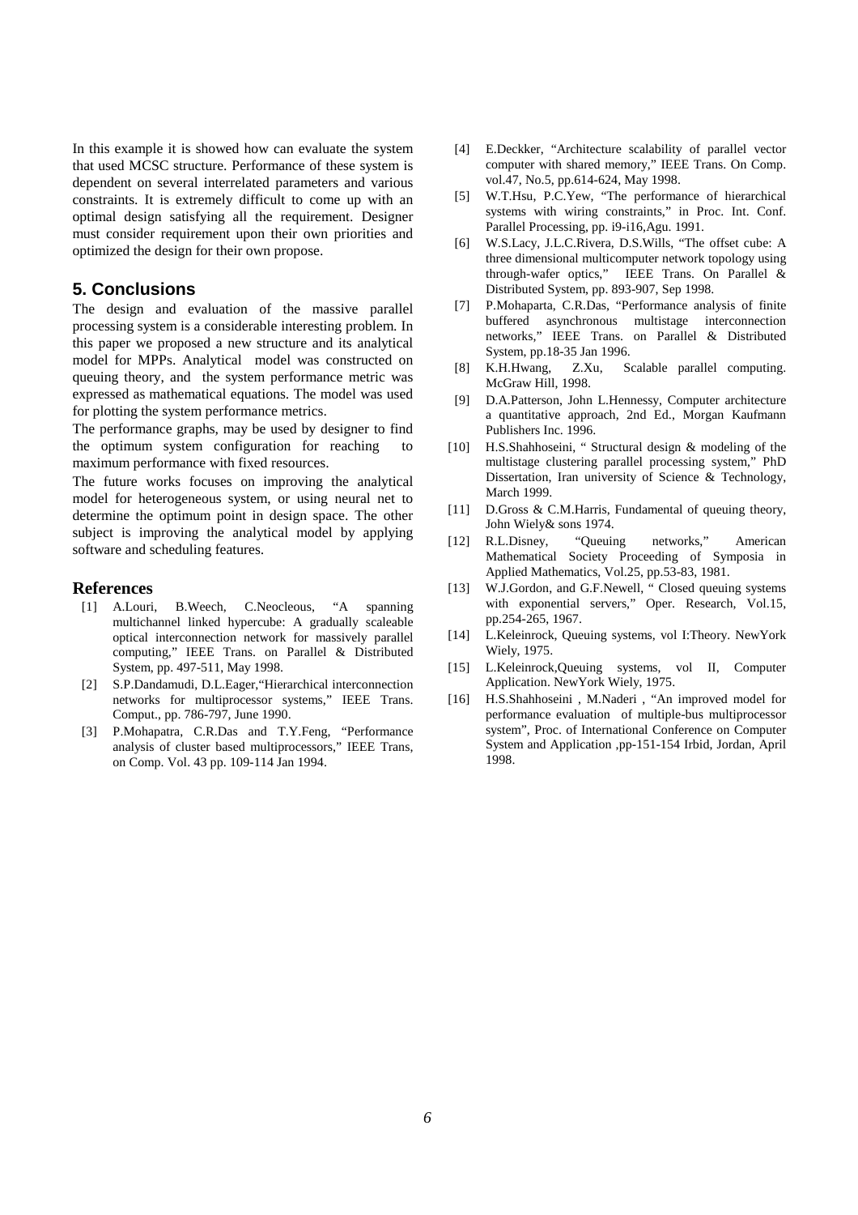In this example it is showed how can evaluate the system that used MCSC structure. Performance of these system is dependent on several interrelated parameters and various constraints. It is extremely difficult to come up with an optimal design satisfying all the requirement. Designer must consider requirement upon their own priorities and optimized the design for their own propose.

## 5. Conclusions

The design and evaluation of the massive parallel processing system is a considerable interesting problem. In this paper we proposed a new structure and its analytical model for MPPs. Analytical model was constructed on queuing theory, and the system performance metric was expressed as mathematical equations. The model was used for plotting the system performance metrics.

The performance graphs, may be used by designer to find the optimum system configuration for reaching to maximum performance with fixed resources.

The future works focuses on improving the analytical model for heterogeneous system, or using neural net to determine the optimum point in design space. The other subject is improving the analytical model by applying software and scheduling features.

## References

[1] A.Louri, B.Weech, C.Neocleous, "A spanning multichannel linked hypercube: A gradually scaleable optical interconnection network for massively parallel computing," IEEE Trans. on Parallel & Distributed System, pp. 497-511, May 1998.

[2] S.P.Dandamudi, D.L.Eager,"Hierarchical interconnection networks for multiprocessor systems," IEEE Trans. Comput., pp. 786-797, June 1990.

[3] P.Mohapatra, C.R.Das and T.Y.Feng, "Performance analysis of cluster based multiprocessors," IEEE Trans, on Comp. Vol. 43 pp. 109-114 Jan 1994.

[4] E.Deckker, "Architecture scalability of parallel vector computer with shared memory," IEEE Trans. On Comp. vol.47, No.5, pp.614-624, May 1998.

[5] W.T.Hsu, P.C.Yew, "The performance of hierarchical systems with wiring constraints," in Proc. Int. Conf. Parallel Processing, pp. i9-i16,Agu. 1991.

[6] W.S.Lacy, J.L.C.Rivera, D.S.Wills, "The offset cube: A three dimensional multicomputer network topology using through-wafer optics," IEEE Trans. On Parallel & Distributed System, pp. 893-907, Sep 1998.

[7] P.Mohaparta, C.R.Das, "Performance analysis of finite buffered asynchronous multistage interconnection networks," IEEE Trans. on Parallel & Distributed System, pp.18-35 Jan 1996.

[8] K.H.Hwang, Z.Xu, Scalable parallel computing. McGraw Hill, 1998.

[9] D.A.Patterson, John L.Hennessy, Computer architecture a quantitative approach, 2nd Ed., Morgan Kaufmann Publishers Inc. 1996.

[10] H.S.Shahhoseini, " Structural design & modeling of the multistage clustering parallel processing system," PhD Dissertation, Iran university of Science & Technology, March 1999.

[11] D.Gross & C.M.Harris, Fundamental of queuing theory, John Wiely& sons 1974.

[12] R.L.Disney, "Queuing networks," American Mathematical Society Proceeding of Symposia in Applied Mathematics, Vol.25, pp.53-83, 1981.

[13] W.J.Gordon, and G.F.Newell, " Closed queuing systems with exponential servers," Oper. Research, Vol.15, pp.254-265, 1967.

[14] L.Keleinrock, Queuing systems, vol I:Theory. NewYork Wiely, 1975.

[15] L.Keleinrock,Queuing systems, vol II, Computer Application. NewYork Wiely, 1975.

[16] H.S.Shahhoseini , M.Naderi , "An improved model for performance evaluation of multiple-bus multiprocessor system", Proc. of International Conference on Computer System and Application ,pp-151-154 Irbid, Jordan, April 1998.